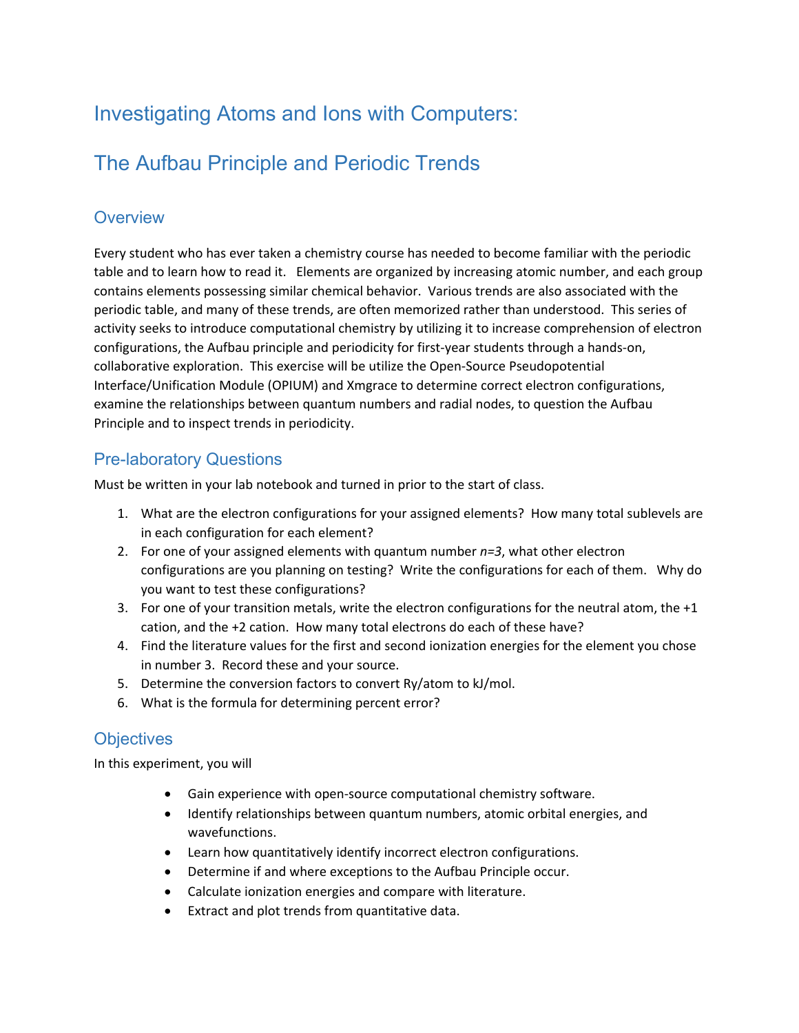# Investigating Atoms and Ions with Computers:

# The Aufbau Principle and Periodic Trends

## Overview

Every student who has ever taken a chemistry course has needed to become familiar with the periodic table and to learn how to read it. Elements are organized by increasing atomic number, and each group contains elements possessing similar chemical behavior. Various trends are also associated with the periodic table, and many of these trends, are often memorized rather than understood. This series of activity seeks to introduce computational chemistry by utilizing it to increase comprehension of electron configurations, the Aufbau principle and periodicity for first-year students through a hands-on, collaborative exploration. This exercise will be utilize the Open-Source Pseudopotential Interface/Unification Module (OPIUM) and Xmgrace to determine correct electron configurations, examine the relationships between quantum numbers and radial nodes, to question the Aufbau Principle and to inspect trends in periodicity.

## Pre-laboratory Questions

Must be written in your lab notebook and turned in prior to the start of class.

1. What are the electron configurations for your assigned elements? How many total sublevels are in each configuration for each element?
2. For one of your assigned elements with quantum number *n=3*, what other electron configurations are you planning on testing? Write the configurations for each of them. Why do you want to test these configurations?
3. For one of your transition metals, write the electron configurations for the neutral atom, the +1 cation, and the +2 cation. How many total electrons do each of these have?
4. Find the literature values for the first and second ionization energies for the element you chose in number 3. Record these and your source.
5. Determine the conversion factors to convert Ry/atom to kJ/mol.
6. What is the formula for determining percent error?

## Objectives

In this experiment, you will

- Gain experience with open-source computational chemistry software.
- Identify relationships between quantum numbers, atomic orbital energies, and wavefunctions.
- Learn how quantitatively identify incorrect electron configurations.
- Determine if and where exceptions to the Aufbau Principle occur.
- Calculate ionization energies and compare with literature.
- Extract and plot trends from quantitative data.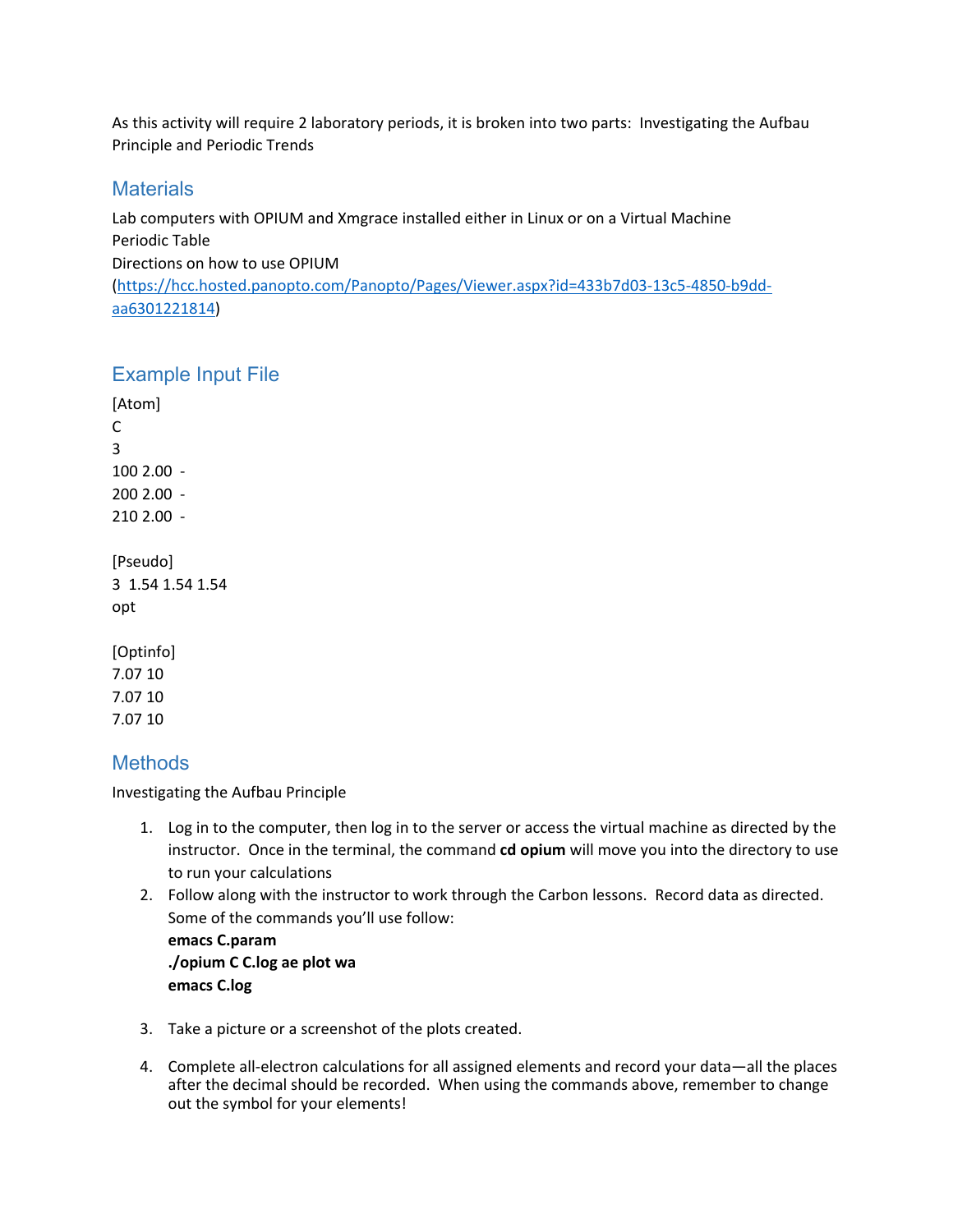As this activity will require 2 laboratory periods, it is broken into two parts: Investigating the Aufbau Principle and Periodic Trends

## Materials

Lab computers with OPIUM and Xmgrace installed either in Linux or on a Virtual Machine
Periodic Table
Directions on how to use OPIUM (https://hcc.hosted.panopto.com/Panopto/Pages/Viewer.aspx?id=433b7d03-13c5-4850-b9dd-aa6301221814)

## Example Input File

```
[Atom]
C
3
100 2.00  -
200 2.00  -
210 2.00  -

[Pseudo]
3  1.54 1.54 1.54
opt

[Optinfo]
7.07 10
7.07 10
7.07 10
```

## Methods

Investigating the Aufbau Principle

1. Log in to the computer, then log in to the server or access the virtual machine as directed by the instructor. Once in the terminal, the command **cd opium** will move you into the directory to use to run your calculations
2. Follow along with the instructor to work through the Carbon lessons. Record data as directed. Some of the commands you'll use follow:
   **emacs C.param**
   **./opium C C.log ae plot wa**
   **emacs C.log**
3. Take a picture or a screenshot of the plots created.
4. Complete all-electron calculations for all assigned elements and record your data—all the places after the decimal should be recorded. When using the commands above, remember to change out the symbol for your elements!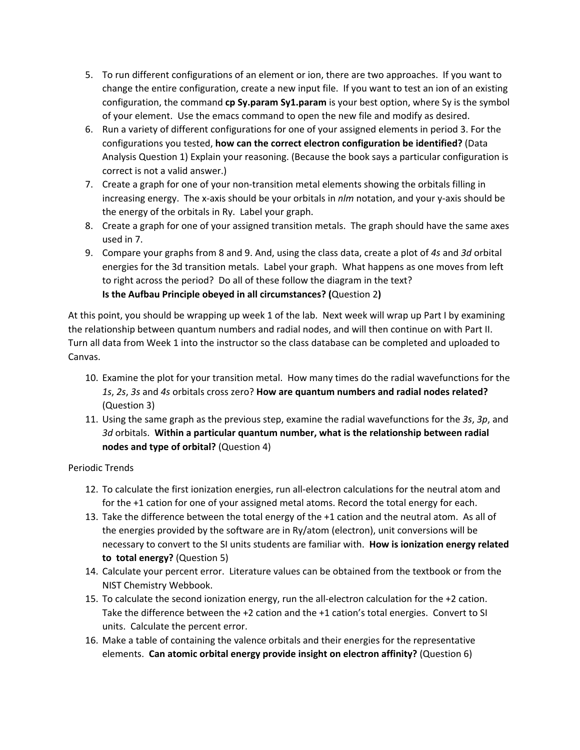5. To run different configurations of an element or ion, there are two approaches. If you want to change the entire configuration, create a new input file. If you want to test an ion of an existing configuration, the command **cp Sy.param Sy1.param** is your best option, where Sy is the symbol of your element. Use the emacs command to open the new file and modify as desired.
6. Run a variety of different configurations for one of your assigned elements in period 3. For the configurations you tested, **how can the correct electron configuration be identified?** (Data Analysis Question 1) Explain your reasoning. (Because the book says a particular configuration is correct is not a valid answer.)
7. Create a graph for one of your non-transition metal elements showing the orbitals filling in increasing energy. The x-axis should be your orbitals in *nlm* notation, and your y-axis should be the energy of the orbitals in Ry. Label your graph.
8. Create a graph for one of your assigned transition metals. The graph should have the same axes used in 7.
9. Compare your graphs from 8 and 9. And, using the class data, create a plot of *4s* and *3d* orbital energies for the 3d transition metals. Label your graph. What happens as one moves from left to right across the period? Do all of these follow the diagram in the text?
   **Is the Aufbau Principle obeyed in all circumstances? (**Question 2**)**

At this point, you should be wrapping up week 1 of the lab. Next week will wrap up Part I by examining the relationship between quantum numbers and radial nodes, and will then continue on with Part II. Turn all data from Week 1 into the instructor so the class database can be completed and uploaded to Canvas.

10. Examine the plot for your transition metal. How many times do the radial wavefunctions for the *1s*, *2s*, *3s* and *4s* orbitals cross zero? **How are quantum numbers and radial nodes related?** (Question 3)
11. Using the same graph as the previous step, examine the radial wavefunctions for the *3s*, *3p*, and *3d* orbitals. **Within a particular quantum number, what is the relationship between radial nodes and type of orbital?** (Question 4)

Periodic Trends

12. To calculate the first ionization energies, run all-electron calculations for the neutral atom and for the +1 cation for one of your assigned metal atoms. Record the total energy for each.
13. Take the difference between the total energy of the +1 cation and the neutral atom. As all of the energies provided by the software are in Ry/atom (electron), unit conversions will be necessary to convert to the SI units students are familiar with. **How is ionization energy related to total energy?** (Question 5)
14. Calculate your percent error. Literature values can be obtained from the textbook or from the NIST Chemistry Webbook.
15. To calculate the second ionization energy, run the all-electron calculation for the +2 cation. Take the difference between the +2 cation and the +1 cation's total energies. Convert to SI units. Calculate the percent error.
16. Make a table of containing the valence orbitals and their energies for the representative elements. **Can atomic orbital energy provide insight on electron affinity?** (Question 6)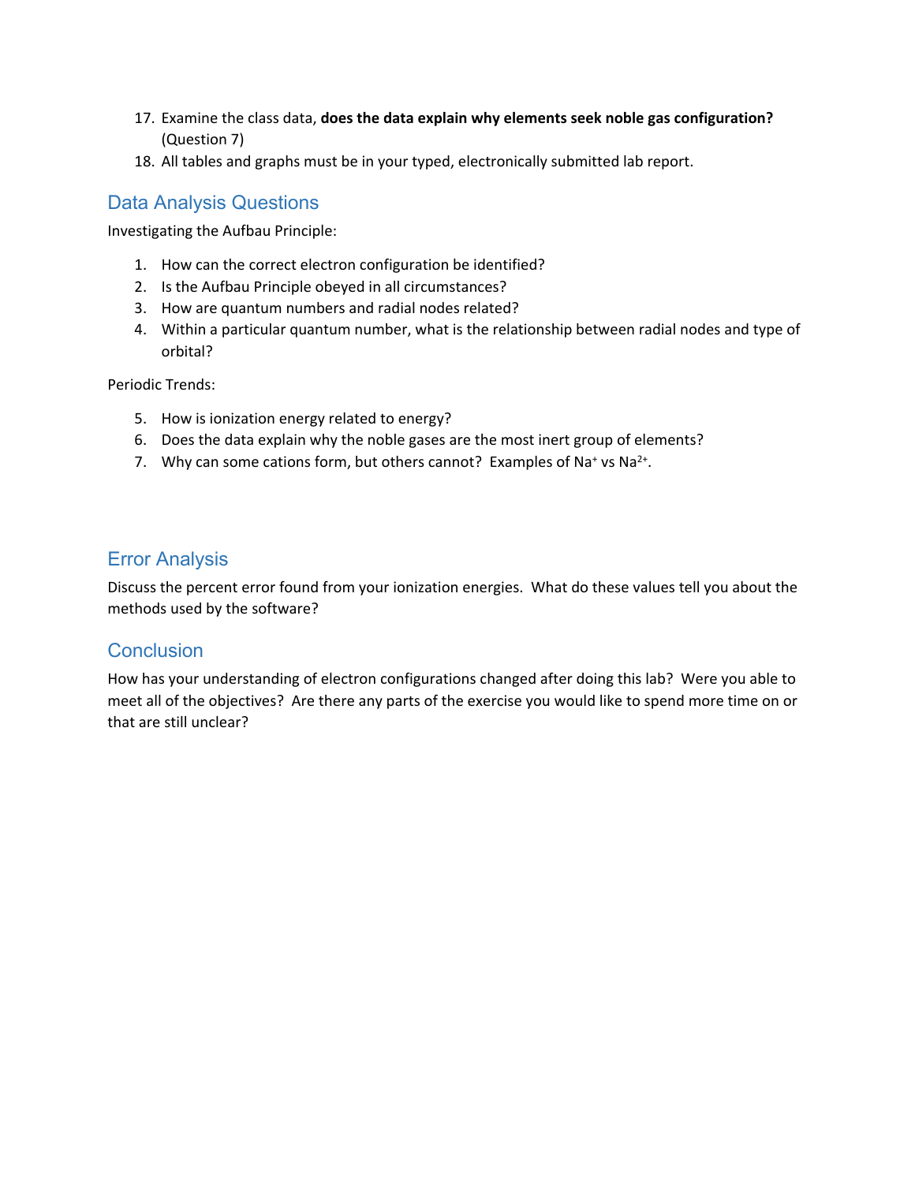17. Examine the class data, **does the data explain why elements seek noble gas configuration?** (Question 7)
18. All tables and graphs must be in your typed, electronically submitted lab report.

## Data Analysis Questions

Investigating the Aufbau Principle:

1. How can the correct electron configuration be identified?
2. Is the Aufbau Principle obeyed in all circumstances?
3. How are quantum numbers and radial nodes related?
4. Within a particular quantum number, what is the relationship between radial nodes and type of orbital?

Periodic Trends:

5. How is ionization energy related to energy?
6. Does the data explain why the noble gases are the most inert group of elements?
7. Why can some cations form, but others cannot? Examples of $Na^{+}$ vs $Na^{2+}$.

## Error Analysis

Discuss the percent error found from your ionization energies. What do these values tell you about the methods used by the software?

## Conclusion

How has your understanding of electron configurations changed after doing this lab? Were you able to meet all of the objectives? Are there any parts of the exercise you would like to spend more time on or that are still unclear?